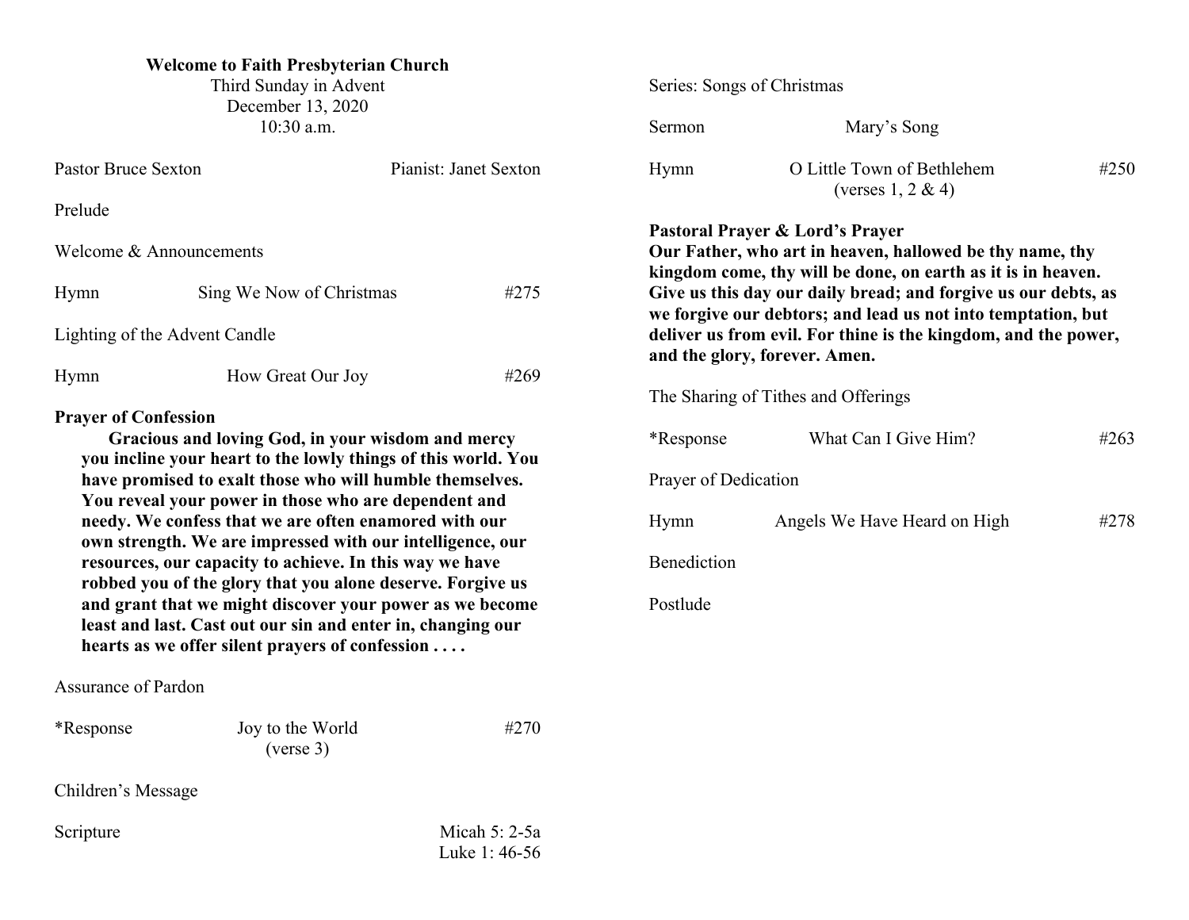**Welcome to Faith Presbyterian Church**
Third Sunday in Advent
December 13, 2020
10:30 a.m.

Pastor Bruce Sexton — Pianist: Janet Sexton

Prelude

Welcome & Announcements

Hymn — Sing We Now of Christmas — #275

Lighting of the Advent Candle

Hymn — How Great Our Joy — #269

**Prayer of Confession**

**Gracious and loving God, in your wisdom and mercy you incline your heart to the lowly things of this world. You have promised to exalt those who will humble themselves. You reveal your power in those who are dependent and needy. We confess that we are often enamored with our own strength. We are impressed with our intelligence, our resources, our capacity to achieve. In this way we have robbed you of the glory that you alone deserve. Forgive us and grant that we might discover your power as we become least and last. Cast out our sin and enter in, changing our hearts as we offer silent prayers of confession . . . .**

Assurance of Pardon

*Response — Joy to the World (verse 3) — #270

Children's Message

Scripture — Micah 5: 2-5a; Luke 1: 46-56

Series: Songs of Christmas

Sermon — Mary's Song

Hymn — O Little Town of Bethlehem (verses 1, 2 & 4) — #250

**Pastoral Prayer & Lord's Prayer**
**Our Father, who art in heaven, hallowed be thy name, thy kingdom come, thy will be done, on earth as it is in heaven. Give us this day our daily bread; and forgive us our debts, as we forgive our debtors; and lead us not into temptation, but deliver us from evil. For thine is the kingdom, and the power, and the glory, forever. Amen.**

The Sharing of Tithes and Offerings

*Response — What Can I Give Him? — #263

Prayer of Dedication

Hymn — Angels We Have Heard on High — #278

Benediction

Postlude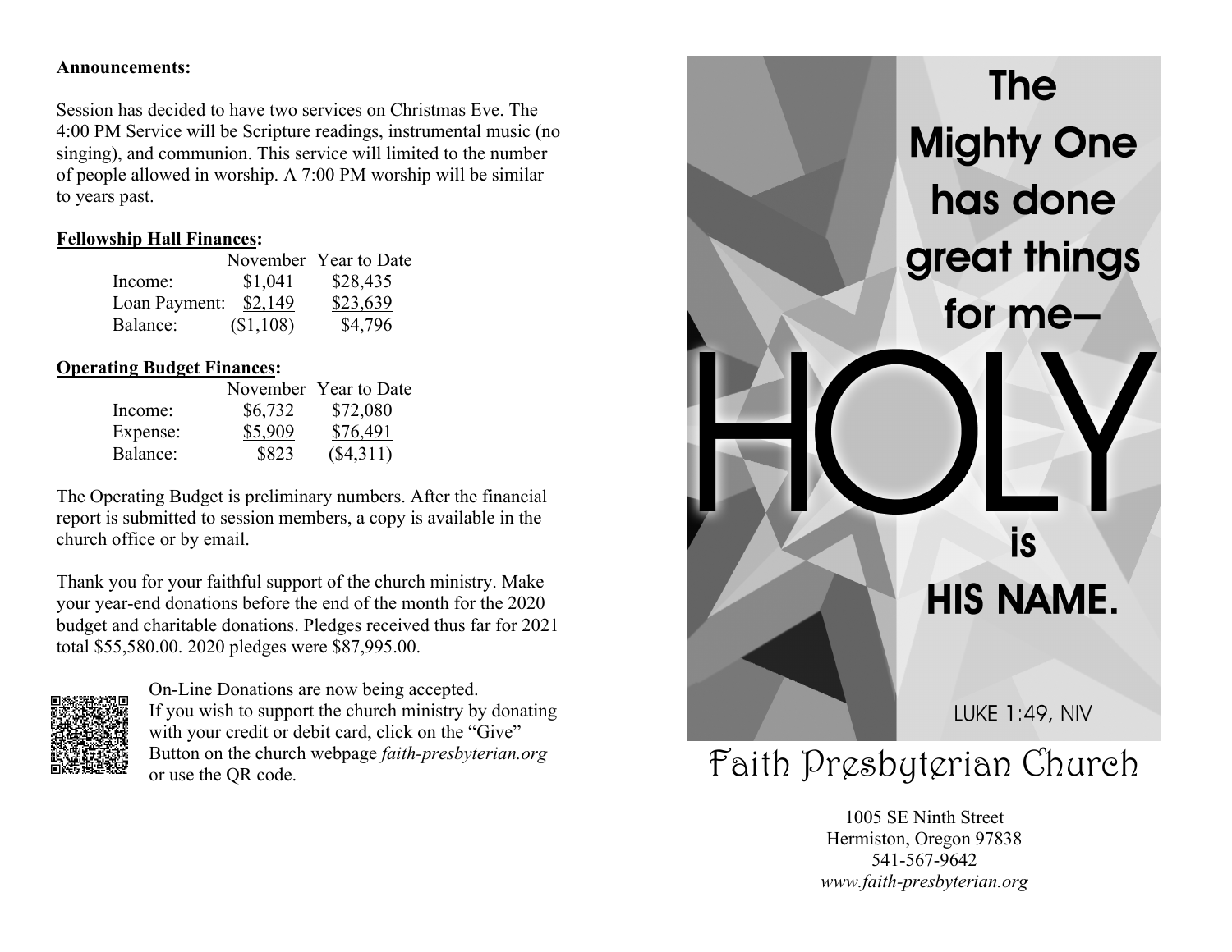**Announcements:**

Session has decided to have two services on Christmas Eve. The 4:00 PM Service will be Scripture readings, instrumental music (no singing), and communion. This service will limited to the number of people allowed in worship. A 7:00 PM worship will be similar to years past.

**Fellowship Hall Finances:**

| | November | Year to Date |
|---|---|---|
| Income: | $1,041 | $28,435 |
| Loan Payment: | $2,149 | $23,639 |
| Balance: | ($1,108) | $4,796 |

**Operating Budget Finances:**

| | November | Year to Date |
|---|---|---|
| Income: | $6,732 | $72,080 |
| Expense: | $5,909 | $76,491 |
| Balance: | $823 | ($4,311) |

The Operating Budget is preliminary numbers. After the financial report is submitted to session members, a copy is available in the church office or by email.

Thank you for your faithful support of the church ministry. Make your year-end donations before the end of the month for the 2020 budget and charitable donations. Pledges received thus far for 2021 total $55,580.00. 2020 pledges were $87,995.00.

On-Line Donations are now being accepted. If you wish to support the church ministry by donating with your credit or debit card, click on the "Give" Button on the church webpage *faith-presbyterian.org* or use the QR code.

The Mighty One has done great things for me— HOLY is HIS NAME.

LUKE 1:49, NIV

# Faith Presbyterian Church

1005 SE Ninth Street
Hermiston, Oregon 97838
541-567-9642
*www.faith-presbyterian.org*